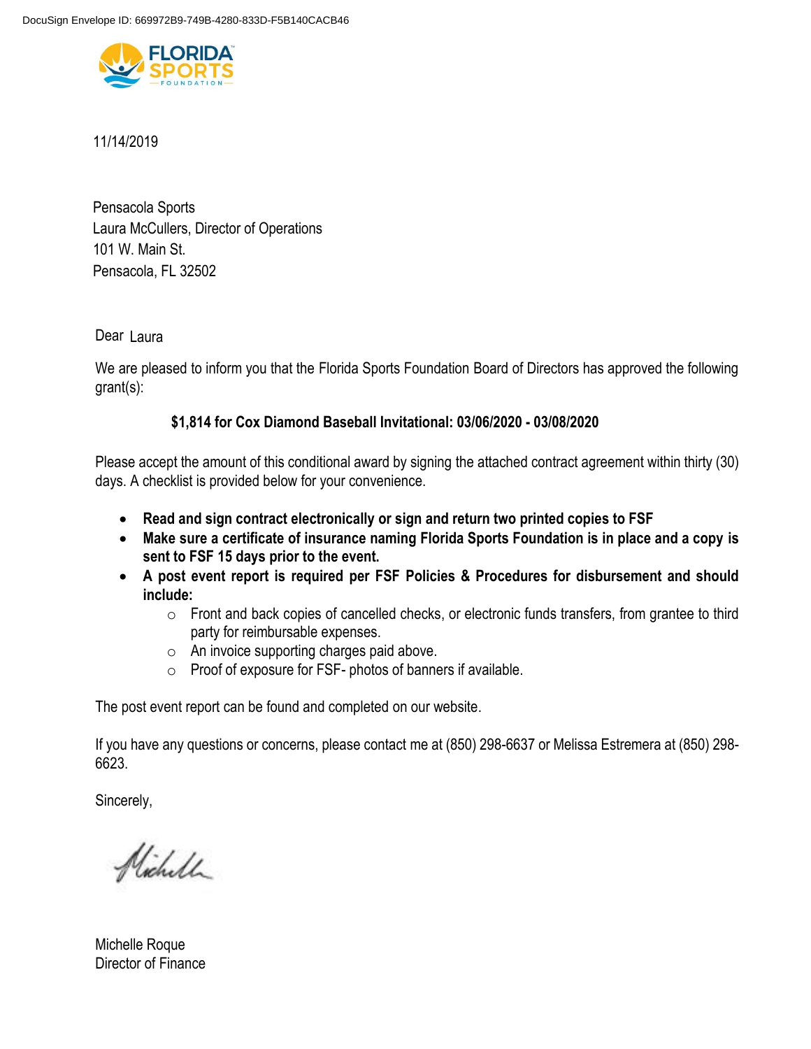DocuSign Envelope ID: 669972B9-749B-4280-833D-F5B140CACB46

FLORIDA SPORTS FOUNDATION

11/14/2019

Pensacola Sports  
Laura McCullers, Director of Operations  
101 W. Main St.  
Pensacola, FL 32502

Dear Laura

We are pleased to inform you that the Florida Sports Foundation Board of Directors has approved the following grant(s):

**$1,814 for Cox Diamond Baseball Invitational: 03/06/2020 - 03/08/2020**

Please accept the amount of this conditional award by signing the attached contract agreement within thirty (30) days. A checklist is provided below for your convenience.

- **Read and sign contract electronically or sign and return two printed copies to FSF**
- **Make sure a certificate of insurance naming Florida Sports Foundation is in place and a copy is sent to FSF 15 days prior to the event.**
- **A post event report is required per FSF Policies & Procedures for disbursement and should include:**
  - Front and back copies of cancelled checks, or electronic funds transfers, from grantee to third party for reimbursable expenses.
  - An invoice supporting charges paid above.
  - Proof of exposure for FSF- photos of banners if available.

The post event report can be found and completed on our website.

If you have any questions or concerns, please contact me at (850) 298-6637 or Melissa Estremera at (850) 298-6623.

Sincerely,

Michelle

Michelle Roque  
Director of Finance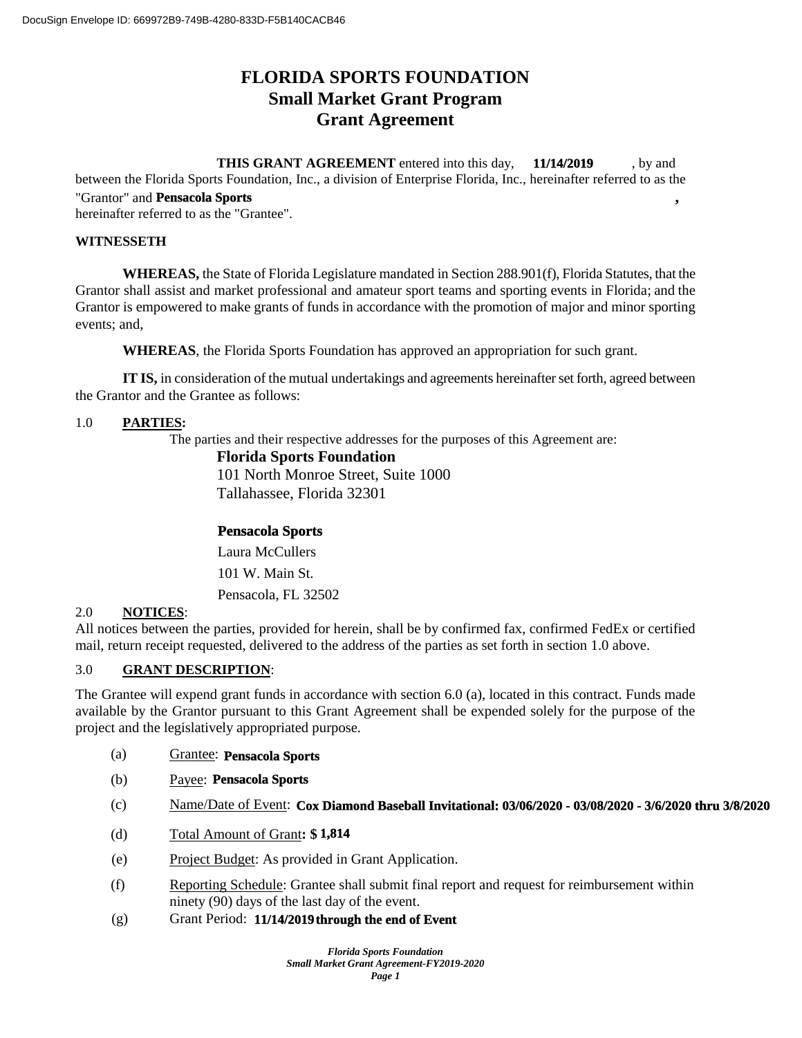# FLORIDA SPORTS FOUNDATION
## Small Market Grant Program
## Grant Agreement

**THIS GRANT AGREEMENT** entered into this day, **11/14/2019**, by and between the Florida Sports Foundation, Inc., a division of Enterprise Florida, Inc., hereinafter referred to as the "Grantor" and **Pensacola Sports**, hereinafter referred to as the "Grantee".

**WITNESSETH**

**WHEREAS,** the State of Florida Legislature mandated in Section 288.901(f), Florida Statutes, that the Grantor shall assist and market professional and amateur sport teams and sporting events in Florida; and the Grantor is empowered to make grants of funds in accordance with the promotion of major and minor sporting events; and,

**WHEREAS**, the Florida Sports Foundation has approved an appropriation for such grant.

**IT IS,** in consideration of the mutual undertakings and agreements hereinafter set forth, agreed between the Grantor and the Grantee as follows:

1.0 **PARTIES:**

The parties and their respective addresses for the purposes of this Agreement are:

**Florida Sports Foundation**
101 North Monroe Street, Suite 1000
Tallahassee, Florida 32301

**Pensacola Sports**
Laura McCullers
101 W. Main St.
Pensacola, FL 32502

2.0 **NOTICES**:

All notices between the parties, provided for herein, shall be by confirmed fax, confirmed FedEx or certified mail, return receipt requested, delivered to the address of the parties as set forth in section 1.0 above.

3.0 **GRANT DESCRIPTION**:

The Grantee will expend grant funds in accordance with section 6.0 (a), located in this contract. Funds made available by the Grantor pursuant to this Grant Agreement shall be expended solely for the purpose of the project and the legislatively appropriated purpose.

(a) Grantee: **Pensacola Sports**

(b) Payee: **Pensacola Sports**

(c) Name/Date of Event: **Cox Diamond Baseball Invitational: 03/06/2020 - 03/08/2020 - 3/6/2020 thru 3/8/2020**

(d) Total Amount of Grant**: $ 1,814**

(e) Project Budget: As provided in Grant Application.

(f) Reporting Schedule: Grantee shall submit final report and request for reimbursement within ninety (90) days of the last day of the event.

(g) Grant Period: **11/14/2019 through the end of Event**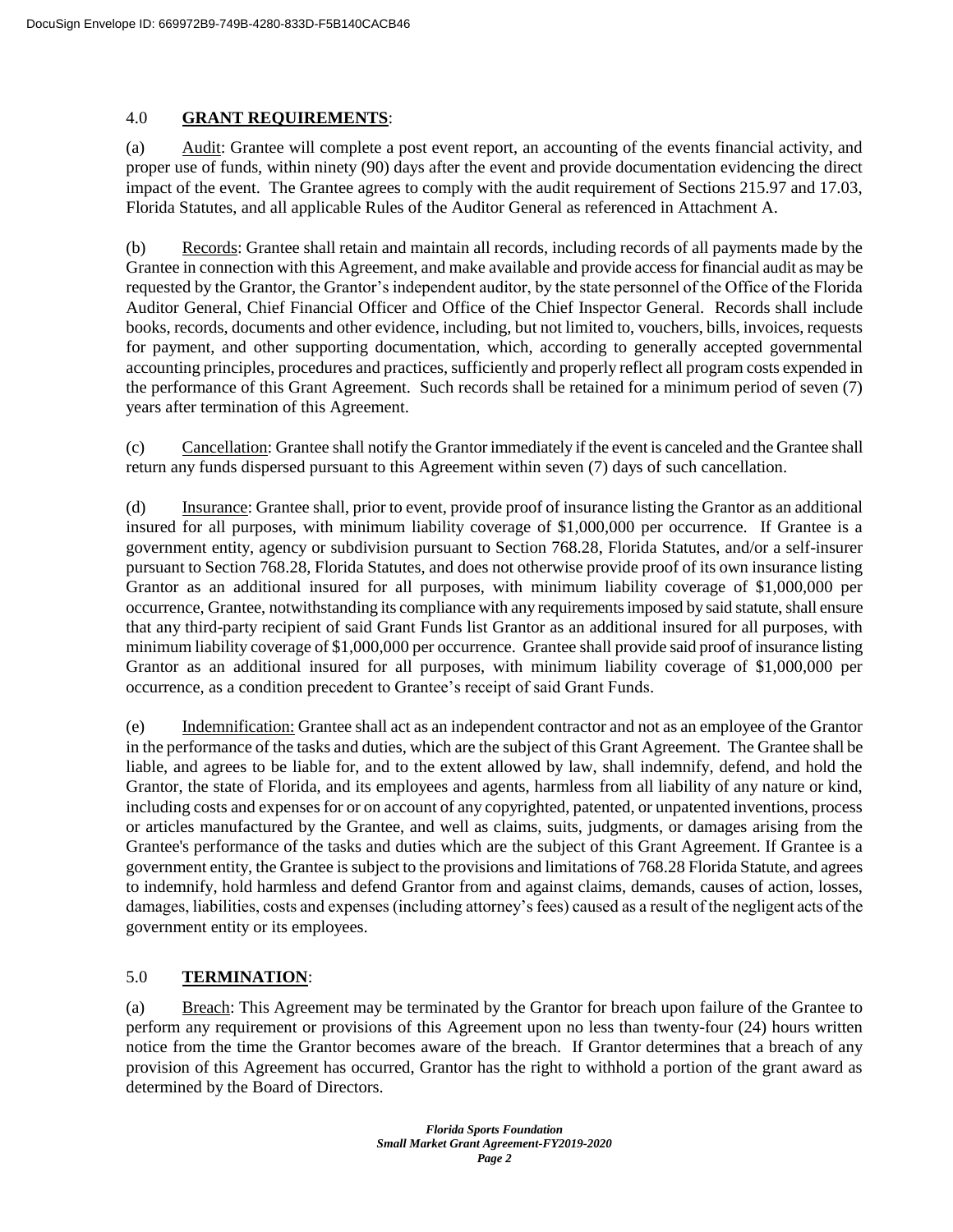## 4.0 **GRANT REQUIREMENTS**:

(a) Audit: Grantee will complete a post event report, an accounting of the events financial activity, and proper use of funds, within ninety (90) days after the event and provide documentation evidencing the direct impact of the event. The Grantee agrees to comply with the audit requirement of Sections 215.97 and 17.03, Florida Statutes, and all applicable Rules of the Auditor General as referenced in Attachment A.

(b) Records: Grantee shall retain and maintain all records, including records of all payments made by the Grantee in connection with this Agreement, and make available and provide access for financial audit as may be requested by the Grantor, the Grantor's independent auditor, by the state personnel of the Office of the Florida Auditor General, Chief Financial Officer and Office of the Chief Inspector General. Records shall include books, records, documents and other evidence, including, but not limited to, vouchers, bills, invoices, requests for payment, and other supporting documentation, which, according to generally accepted governmental accounting principles, procedures and practices, sufficiently and properly reflect all program costs expended in the performance of this Grant Agreement. Such records shall be retained for a minimum period of seven (7) years after termination of this Agreement.

(c) Cancellation: Grantee shall notify the Grantor immediately if the event is canceled and the Grantee shall return any funds dispersed pursuant to this Agreement within seven (7) days of such cancellation.

(d) Insurance: Grantee shall, prior to event, provide proof of insurance listing the Grantor as an additional insured for all purposes, with minimum liability coverage of $1,000,000 per occurrence. If Grantee is a government entity, agency or subdivision pursuant to Section 768.28, Florida Statutes, and/or a self-insurer pursuant to Section 768.28, Florida Statutes, and does not otherwise provide proof of its own insurance listing Grantor as an additional insured for all purposes, with minimum liability coverage of $1,000,000 per occurrence, Grantee, notwithstanding its compliance with any requirements imposed by said statute, shall ensure that any third-party recipient of said Grant Funds list Grantor as an additional insured for all purposes, with minimum liability coverage of $1,000,000 per occurrence. Grantee shall provide said proof of insurance listing Grantor as an additional insured for all purposes, with minimum liability coverage of $1,000,000 per occurrence, as a condition precedent to Grantee's receipt of said Grant Funds.

(e) Indemnification: Grantee shall act as an independent contractor and not as an employee of the Grantor in the performance of the tasks and duties, which are the subject of this Grant Agreement. The Grantee shall be liable, and agrees to be liable for, and to the extent allowed by law, shall indemnify, defend, and hold the Grantor, the state of Florida, and its employees and agents, harmless from all liability of any nature or kind, including costs and expenses for or on account of any copyrighted, patented, or unpatented inventions, process or articles manufactured by the Grantee, and well as claims, suits, judgments, or damages arising from the Grantee's performance of the tasks and duties which are the subject of this Grant Agreement. If Grantee is a government entity, the Grantee is subject to the provisions and limitations of 768.28 Florida Statute, and agrees to indemnify, hold harmless and defend Grantor from and against claims, demands, causes of action, losses, damages, liabilities, costs and expenses (including attorney's fees) caused as a result of the negligent acts of the government entity or its employees.

## 5.0 **TERMINATION**:

(a) Breach: This Agreement may be terminated by the Grantor for breach upon failure of the Grantee to perform any requirement or provisions of this Agreement upon no less than twenty-four (24) hours written notice from the time the Grantor becomes aware of the breach. If Grantor determines that a breach of any provision of this Agreement has occurred, Grantor has the right to withhold a portion of the grant award as determined by the Board of Directors.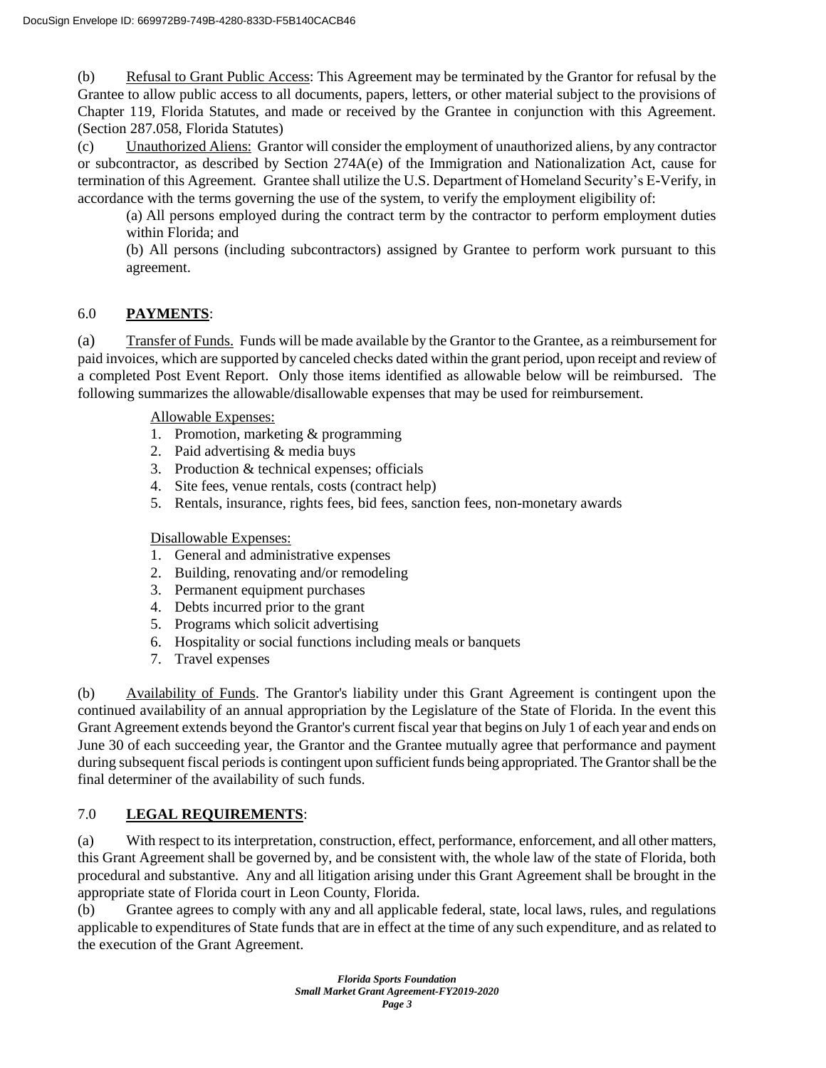(b) Refusal to Grant Public Access: This Agreement may be terminated by the Grantor for refusal by the Grantee to allow public access to all documents, papers, letters, or other material subject to the provisions of Chapter 119, Florida Statutes, and made or received by the Grantee in conjunction with this Agreement. (Section 287.058, Florida Statutes)

(c) Unauthorized Aliens: Grantor will consider the employment of unauthorized aliens, by any contractor or subcontractor, as described by Section 274A(e) of the Immigration and Nationalization Act, cause for termination of this Agreement. Grantee shall utilize the U.S. Department of Homeland Security's E-Verify, in accordance with the terms governing the use of the system, to verify the employment eligibility of:

> (a) All persons employed during the contract term by the contractor to perform employment duties within Florida; and
>
> (b) All persons (including subcontractors) assigned by Grantee to perform work pursuant to this agreement.

## 6.0 **PAYMENTS**:

(a) Transfer of Funds. Funds will be made available by the Grantor to the Grantee, as a reimbursement for paid invoices, which are supported by canceled checks dated within the grant period, upon receipt and review of a completed Post Event Report. Only those items identified as allowable below will be reimbursed. The following summarizes the allowable/disallowable expenses that may be used for reimbursement.

Allowable Expenses:

1. Promotion, marketing & programming
2. Paid advertising & media buys
3. Production & technical expenses; officials
4. Site fees, venue rentals, costs (contract help)
5. Rentals, insurance, rights fees, bid fees, sanction fees, non-monetary awards

Disallowable Expenses:

1. General and administrative expenses
2. Building, renovating and/or remodeling
3. Permanent equipment purchases
4. Debts incurred prior to the grant
5. Programs which solicit advertising
6. Hospitality or social functions including meals or banquets
7. Travel expenses

(b) Availability of Funds. The Grantor's liability under this Grant Agreement is contingent upon the continued availability of an annual appropriation by the Legislature of the State of Florida. In the event this Grant Agreement extends beyond the Grantor's current fiscal year that begins on July 1 of each year and ends on June 30 of each succeeding year, the Grantor and the Grantee mutually agree that performance and payment during subsequent fiscal periods is contingent upon sufficient funds being appropriated. The Grantor shall be the final determiner of the availability of such funds.

## 7.0 **LEGAL REQUIREMENTS**:

(a) With respect to its interpretation, construction, effect, performance, enforcement, and all other matters, this Grant Agreement shall be governed by, and be consistent with, the whole law of the state of Florida, both procedural and substantive. Any and all litigation arising under this Grant Agreement shall be brought in the appropriate state of Florida court in Leon County, Florida.

(b) Grantee agrees to comply with any and all applicable federal, state, local laws, rules, and regulations applicable to expenditures of State funds that are in effect at the time of any such expenditure, and as related to the execution of the Grant Agreement.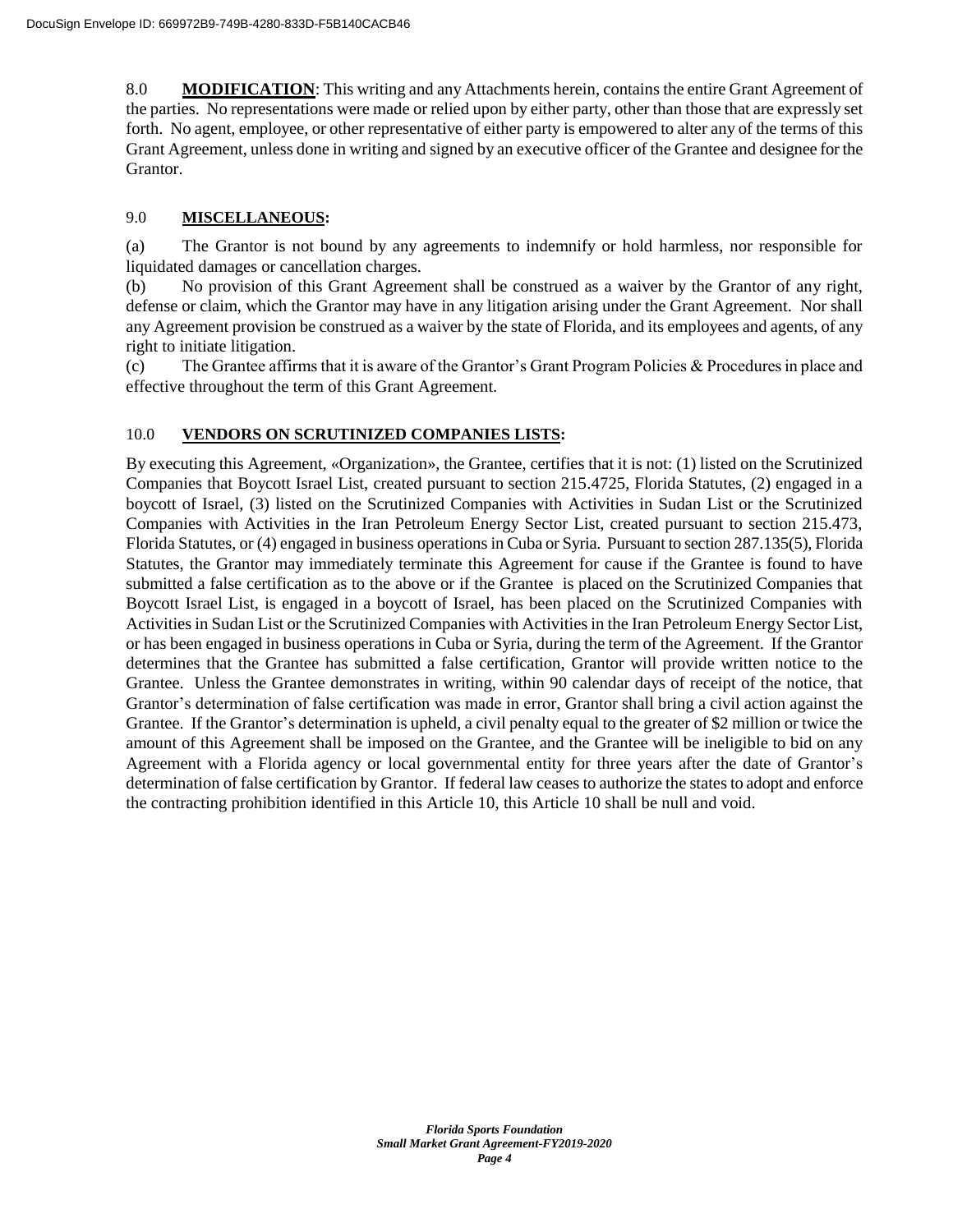8.0 **MODIFICATION**: This writing and any Attachments herein, contains the entire Grant Agreement of the parties. No representations were made or relied upon by either party, other than those that are expressly set forth. No agent, employee, or other representative of either party is empowered to alter any of the terms of this Grant Agreement, unless done in writing and signed by an executive officer of the Grantee and designee for the Grantor.

9.0 **MISCELLANEOUS:**

(a) The Grantor is not bound by any agreements to indemnify or hold harmless, nor responsible for liquidated damages or cancellation charges.

(b) No provision of this Grant Agreement shall be construed as a waiver by the Grantor of any right, defense or claim, which the Grantor may have in any litigation arising under the Grant Agreement. Nor shall any Agreement provision be construed as a waiver by the state of Florida, and its employees and agents, of any right to initiate litigation.

(c) The Grantee affirms that it is aware of the Grantor's Grant Program Policies & Procedures in place and effective throughout the term of this Grant Agreement.

10.0 **VENDORS ON SCRUTINIZED COMPANIES LISTS:**

By executing this Agreement, «Organization», the Grantee, certifies that it is not: (1) listed on the Scrutinized Companies that Boycott Israel List, created pursuant to section 215.4725, Florida Statutes, (2) engaged in a boycott of Israel, (3) listed on the Scrutinized Companies with Activities in Sudan List or the Scrutinized Companies with Activities in the Iran Petroleum Energy Sector List, created pursuant to section 215.473, Florida Statutes, or (4) engaged in business operations in Cuba or Syria. Pursuant to section 287.135(5), Florida Statutes, the Grantor may immediately terminate this Agreement for cause if the Grantee is found to have submitted a false certification as to the above or if the Grantee is placed on the Scrutinized Companies that Boycott Israel List, is engaged in a boycott of Israel, has been placed on the Scrutinized Companies with Activities in Sudan List or the Scrutinized Companies with Activities in the Iran Petroleum Energy Sector List, or has been engaged in business operations in Cuba or Syria, during the term of the Agreement. If the Grantor determines that the Grantee has submitted a false certification, Grantor will provide written notice to the Grantee. Unless the Grantee demonstrates in writing, within 90 calendar days of receipt of the notice, that Grantor's determination of false certification was made in error, Grantor shall bring a civil action against the Grantee. If the Grantor's determination is upheld, a civil penalty equal to the greater of $2 million or twice the amount of this Agreement shall be imposed on the Grantee, and the Grantee will be ineligible to bid on any Agreement with a Florida agency or local governmental entity for three years after the date of Grantor's determination of false certification by Grantor. If federal law ceases to authorize the states to adopt and enforce the contracting prohibition identified in this Article 10, this Article 10 shall be null and void.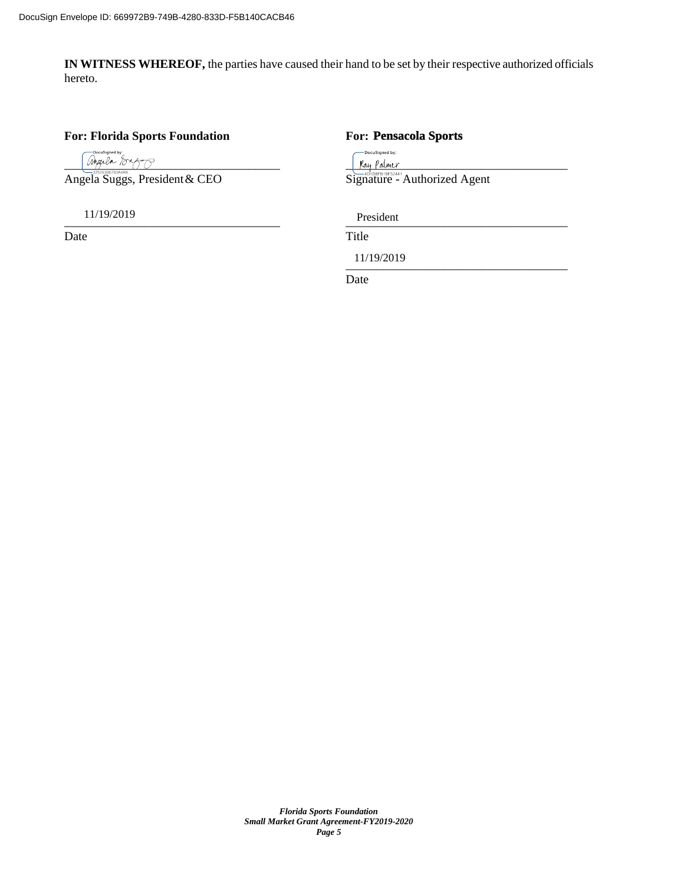DocuSign Envelope ID: 669972B9-749B-4280-833D-F5B140CACB46

**IN WITNESS WHEREOF,** the parties have caused their hand to be set by their respective authorized officials hereto.

**For: Florida Sports Foundation**

DocuSigned by: Angela Suggs

Angela Suggs, President & CEO

11/19/2019

Date

**For: Pensacola Sports**

DocuSigned by: Ray Palmer

Signature - Authorized Agent

President

Title

11/19/2019

Date

***Florida Sports Foundation***
***Small Market Grant Agreement-FY2019-2020***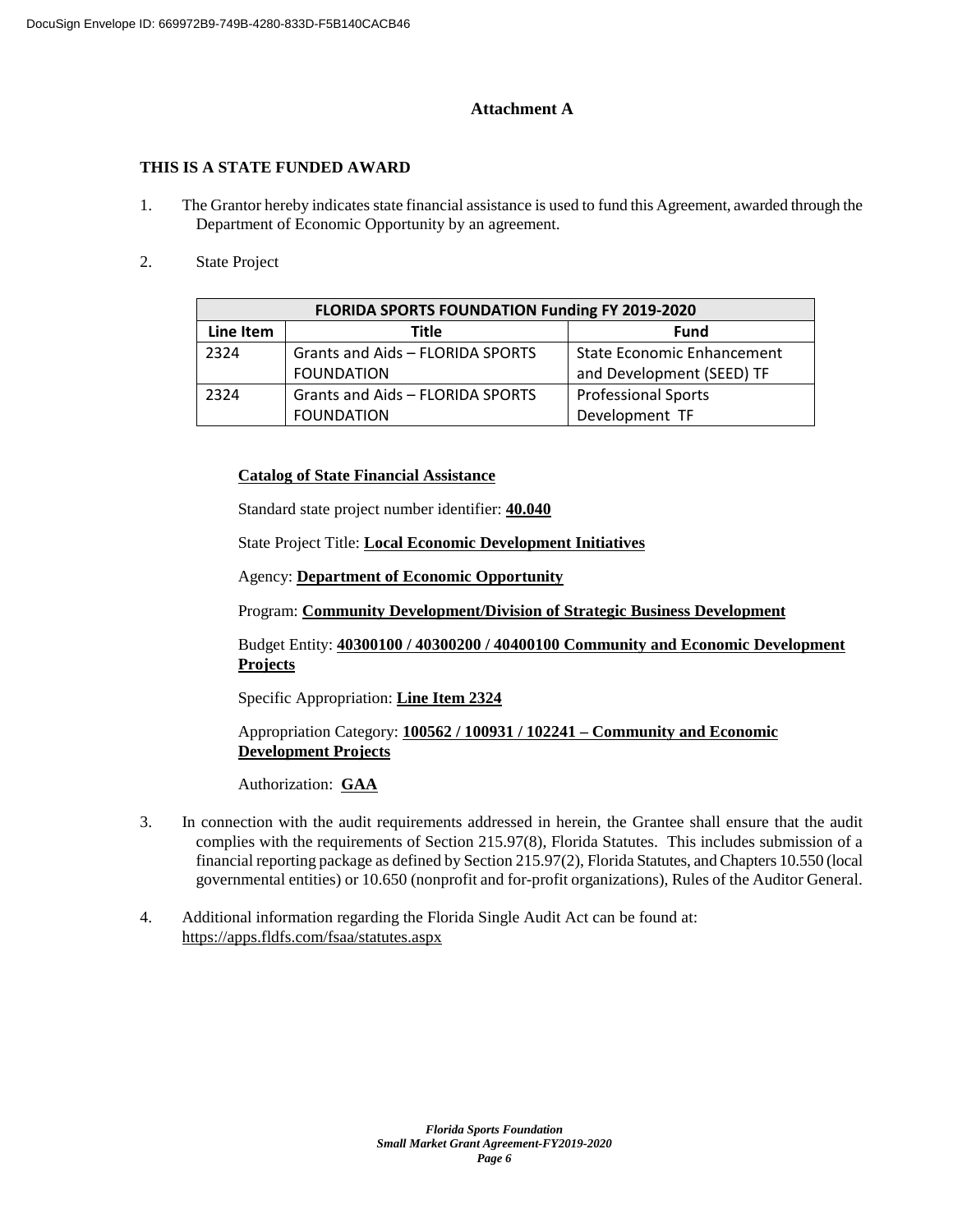## Attachment A

**THIS IS A STATE FUNDED AWARD**

1. The Grantor hereby indicates state financial assistance is used to fund this Agreement, awarded through the Department of Economic Opportunity by an agreement.

2. State Project

| FLORIDA SPORTS FOUNDATION Funding FY 2019-2020 | | |
|---|---|---|
| **Line Item** | **Title** | **Fund** |
| 2324 | Grants and Aids – FLORIDA SPORTS FOUNDATION | State Economic Enhancement and Development (SEED) TF |
| 2324 | Grants and Aids – FLORIDA SPORTS FOUNDATION | Professional Sports Development TF |

**Catalog of State Financial Assistance**

Standard state project number identifier: **40.040**

State Project Title: **Local Economic Development Initiatives**

Agency: **Department of Economic Opportunity**

Program: **Community Development/Division of Strategic Business Development**

Budget Entity: **40300100 / 40300200 / 40400100 Community and Economic Development Projects**

Specific Appropriation: **Line Item 2324**

Appropriation Category: **100562 / 100931 / 102241 – Community and Economic Development Projects**

Authorization: **GAA**

3. In connection with the audit requirements addressed in herein, the Grantee shall ensure that the audit complies with the requirements of Section 215.97(8), Florida Statutes. This includes submission of a financial reporting package as defined by Section 215.97(2), Florida Statutes, and Chapters 10.550 (local governmental entities) or 10.650 (nonprofit and for-profit organizations), Rules of the Auditor General.

4. Additional information regarding the Florida Single Audit Act can be found at: https://apps.fldfs.com/fsaa/statutes.aspx